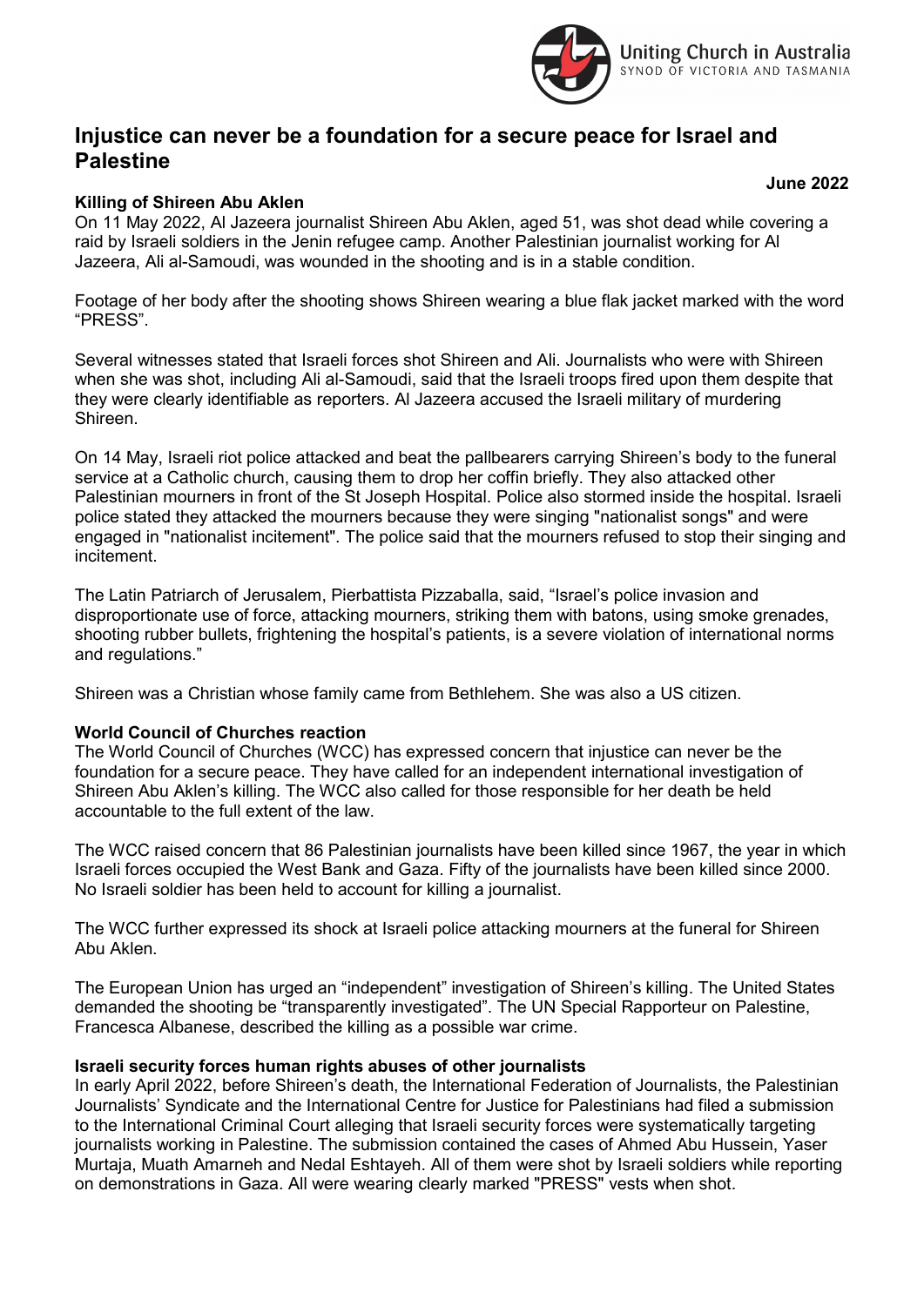Uniting Church in Australia
SYNOD OF VICTORIA AND TASMANIA

# Injustice can never be a foundation for a secure peace for Israel and Palestine

**June 2022**

## Killing of Shireen Abu Aklen

On 11 May 2022, Al Jazeera journalist Shireen Abu Aklen, aged 51, was shot dead while covering a raid by Israeli soldiers in the Jenin refugee camp. Another Palestinian journalist working for Al Jazeera, Ali al-Samoudi, was wounded in the shooting and is in a stable condition.

Footage of her body after the shooting shows Shireen wearing a blue flak jacket marked with the word "PRESS".

Several witnesses stated that Israeli forces shot Shireen and Ali. Journalists who were with Shireen when she was shot, including Ali al-Samoudi, said that the Israeli troops fired upon them despite that they were clearly identifiable as reporters. Al Jazeera accused the Israeli military of murdering Shireen.

On 14 May, Israeli riot police attacked and beat the pallbearers carrying Shireen's body to the funeral service at a Catholic church, causing them to drop her coffin briefly. They also attacked other Palestinian mourners in front of the St Joseph Hospital. Police also stormed inside the hospital. Israeli police stated they attacked the mourners because they were singing "nationalist songs" and were engaged in "nationalist incitement". The police said that the mourners refused to stop their singing and incitement.

The Latin Patriarch of Jerusalem, Pierbattista Pizzaballa, said, "Israel's police invasion and disproportionate use of force, attacking mourners, striking them with batons, using smoke grenades, shooting rubber bullets, frightening the hospital's patients, is a severe violation of international norms and regulations."

Shireen was a Christian whose family came from Bethlehem. She was also a US citizen.

## World Council of Churches reaction

The World Council of Churches (WCC) has expressed concern that injustice can never be the foundation for a secure peace. They have called for an independent international investigation of Shireen Abu Aklen's killing. The WCC also called for those responsible for her death be held accountable to the full extent of the law.

The WCC raised concern that 86 Palestinian journalists have been killed since 1967, the year in which Israeli forces occupied the West Bank and Gaza. Fifty of the journalists have been killed since 2000. No Israeli soldier has been held to account for killing a journalist.

The WCC further expressed its shock at Israeli police attacking mourners at the funeral for Shireen Abu Aklen.

The European Union has urged an "independent" investigation of Shireen's killing. The United States demanded the shooting be "transparently investigated". The UN Special Rapporteur on Palestine, Francesca Albanese, described the killing as a possible war crime.

## Israeli security forces human rights abuses of other journalists

In early April 2022, before Shireen's death, the International Federation of Journalists, the Palestinian Journalists' Syndicate and the International Centre for Justice for Palestinians had filed a submission to the International Criminal Court alleging that Israeli security forces were systematically targeting journalists working in Palestine. The submission contained the cases of Ahmed Abu Hussein, Yaser Murtaja, Muath Amarneh and Nedal Eshtayeh. All of them were shot by Israeli soldiers while reporting on demonstrations in Gaza. All were wearing clearly marked "PRESS" vests when shot.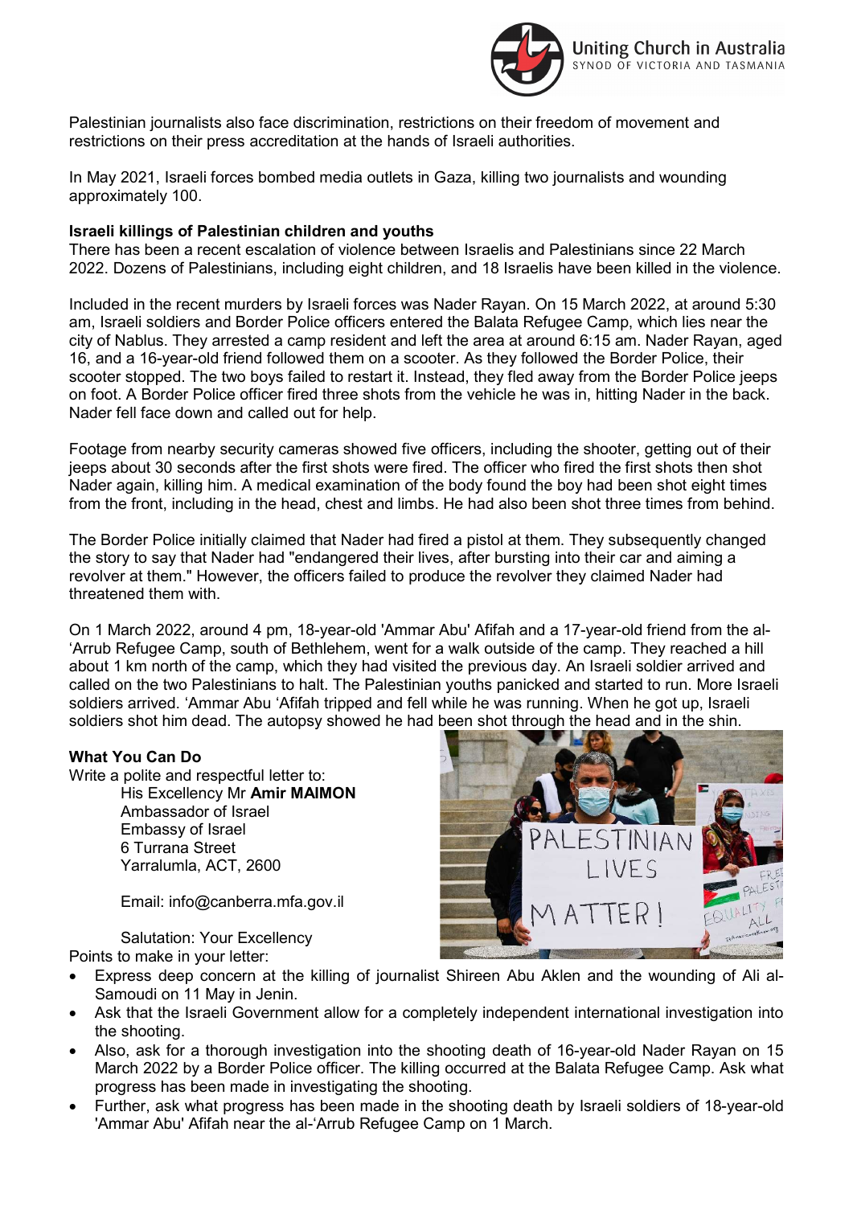Palestinian journalists also face discrimination, restrictions on their freedom of movement and restrictions on their press accreditation at the hands of Israeli authorities.

In May 2021, Israeli forces bombed media outlets in Gaza, killing two journalists and wounding approximately 100.

**Israeli killings of Palestinian children and youths**

There has been a recent escalation of violence between Israelis and Palestinians since 22 March 2022. Dozens of Palestinians, including eight children, and 18 Israelis have been killed in the violence.

Included in the recent murders by Israeli forces was Nader Rayan. On 15 March 2022, at around 5:30 am, Israeli soldiers and Border Police officers entered the Balata Refugee Camp, which lies near the city of Nablus. They arrested a camp resident and left the area at around 6:15 am. Nader Rayan, aged 16, and a 16-year-old friend followed them on a scooter. As they followed the Border Police, their scooter stopped. The two boys failed to restart it. Instead, they fled away from the Border Police jeeps on foot. A Border Police officer fired three shots from the vehicle he was in, hitting Nader in the back. Nader fell face down and called out for help.

Footage from nearby security cameras showed five officers, including the shooter, getting out of their jeeps about 30 seconds after the first shots were fired. The officer who fired the first shots then shot Nader again, killing him. A medical examination of the body found the boy had been shot eight times from the front, including in the head, chest and limbs. He had also been shot three times from behind.

The Border Police initially claimed that Nader had fired a pistol at them. They subsequently changed the story to say that Nader had "endangered their lives, after bursting into their car and aiming a revolver at them." However, the officers failed to produce the revolver they claimed Nader had threatened them with.

On 1 March 2022, around 4 pm, 18-year-old 'Ammar Abu' Afifah and a 17-year-old friend from the al-'Arrub Refugee Camp, south of Bethlehem, went for a walk outside of the camp. They reached a hill about 1 km north of the camp, which they had visited the previous day. An Israeli soldier arrived and called on the two Palestinians to halt. The Palestinian youths panicked and started to run. More Israeli soldiers arrived. 'Ammar Abu 'Afifah tripped and fell while he was running. When he got up, Israeli soldiers shot him dead. The autopsy showed he had been shot through the head and in the shin.

**What You Can Do**

Write a polite and respectful letter to:

His Excellency Mr **Amir MAIMON**
Ambassador of Israel
Embassy of Israel
6 Turrana Street
Yarralumla, ACT, 2600

Email: info@canberra.mfa.gov.il

Salutation: Your Excellency

Points to make in your letter:

- Express deep concern at the killing of journalist Shireen Abu Aklen and the wounding of Ali al-Samoudi on 11 May in Jenin.
- Ask that the Israeli Government allow for a completely independent international investigation into the shooting.
- Also, ask for a thorough investigation into the shooting death of 16-year-old Nader Rayan on 15 March 2022 by a Border Police officer. The killing occurred at the Balata Refugee Camp. Ask what progress has been made in investigating the shooting.
- Further, ask what progress has been made in the shooting death by Israeli soldiers of 18-year-old 'Ammar Abu' Afifah near the al-'Arrub Refugee Camp on 1 March.